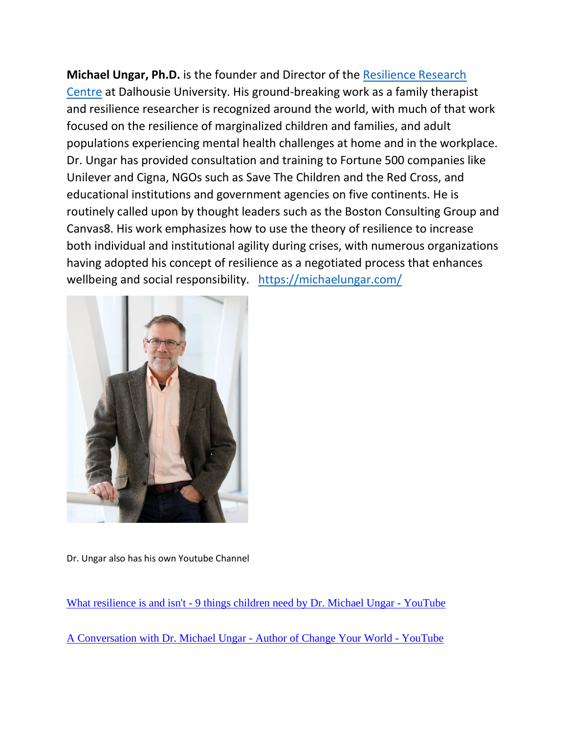**Michael Ungar, Ph.D.** is the founder and Director of the [Resilience Research Centre] at Dalhousie University. His ground-breaking work as a family therapist and resilience researcher is recognized around the world, with much of that work focused on the resilience of marginalized children and families, and adult populations experiencing mental health challenges at home and in the workplace. Dr. Ungar has provided consultation and training to Fortune 500 companies like Unilever and Cigna, NGOs such as Save The Children and the Red Cross, and educational institutions and government agencies on five continents. He is routinely called upon by thought leaders such as the Boston Consulting Group and Canvas8. His work emphasizes how to use the theory of resilience to increase both individual and institutional agility during crises, with numerous organizations having adopted his concept of resilience as a negotiated process that enhances wellbeing and social responsibility. https://michaelungar.com/

Dr. Ungar also has his own Youtube Channel

What resilience is and isn't - 9 things children need by Dr. Michael Ungar - YouTube

A Conversation with Dr. Michael Ungar - Author of Change Your World - YouTube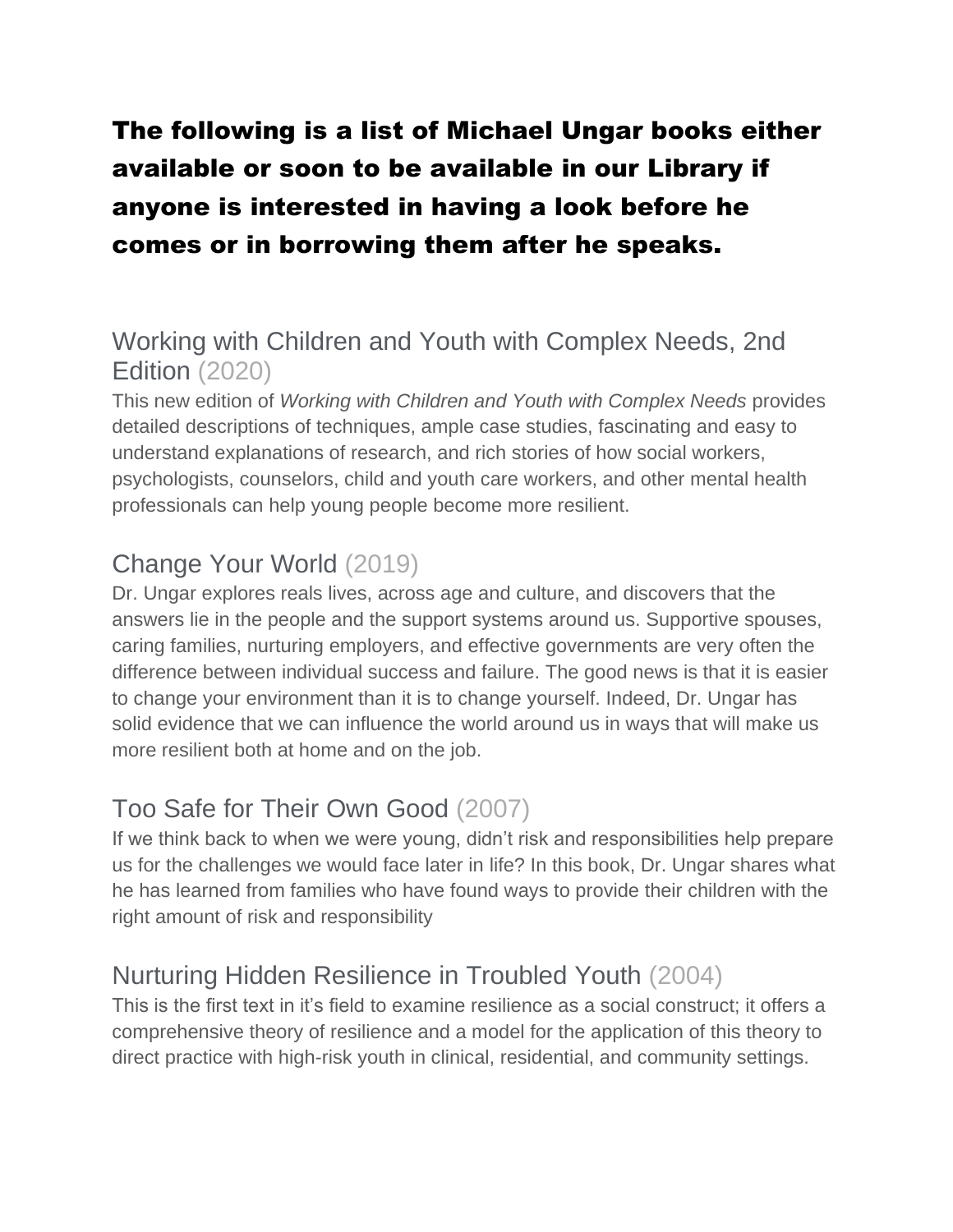# The following is a list of Michael Ungar books either available or soon to be available in our Library if anyone is interested in having a look before he comes or in borrowing them after he speaks.

## Working with Children and Youth with Complex Needs, 2nd Edition (2020)

This new edition of *Working with Children and Youth with Complex Needs* provides detailed descriptions of techniques, ample case studies, fascinating and easy to understand explanations of research, and rich stories of how social workers, psychologists, counselors, child and youth care workers, and other mental health professionals can help young people become more resilient.

## Change Your World (2019)

Dr. Ungar explores reals lives, across age and culture, and discovers that the answers lie in the people and the support systems around us. Supportive spouses, caring families, nurturing employers, and effective governments are very often the difference between individual success and failure. The good news is that it is easier to change your environment than it is to change yourself. Indeed, Dr. Ungar has solid evidence that we can influence the world around us in ways that will make us more resilient both at home and on the job.

## Too Safe for Their Own Good (2007)

If we think back to when we were young, didn't risk and responsibilities help prepare us for the challenges we would face later in life? In this book, Dr. Ungar shares what he has learned from families who have found ways to provide their children with the right amount of risk and responsibility

## Nurturing Hidden Resilience in Troubled Youth (2004)

This is the first text in it's field to examine resilience as a social construct; it offers a comprehensive theory of resilience and a model for the application of this theory to direct practice with high-risk youth in clinical, residential, and community settings.